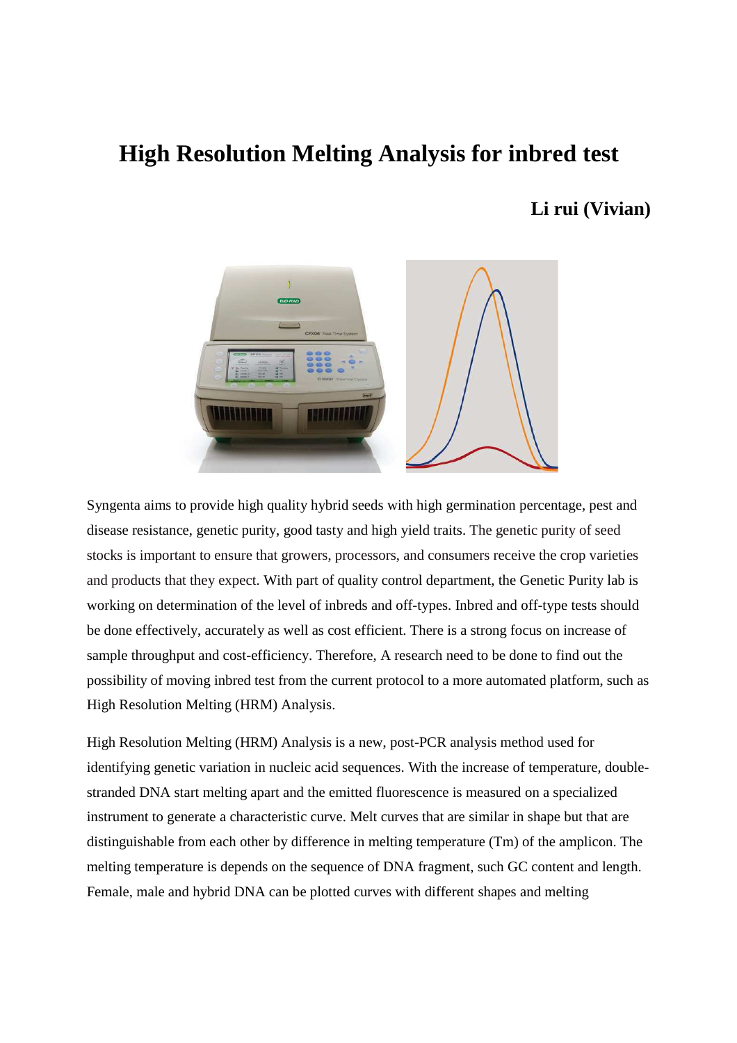# High Resolution Melting Analysis for inbred test

**Li rui (Vivian)**

Syngenta aims to provide high quality hybrid seeds with high germination percentage, pest and disease resistance, genetic purity, good tasty and high yield traits. The genetic purity of seed stocks is important to ensure that growers, processors, and consumers receive the crop varieties and products that they expect. With part of quality control department, the Genetic Purity lab is working on determination of the level of inbreds and off-types. Inbred and off-type tests should be done effectively, accurately as well as cost efficient. There is a strong focus on increase of sample throughput and cost-efficiency. Therefore, A research need to be done to find out the possibility of moving inbred test from the current protocol to a more automated platform, such as High Resolution Melting (HRM) Analysis.

High Resolution Melting (HRM) Analysis is a new, post-PCR analysis method used for identifying genetic variation in nucleic acid sequences. With the increase of temperature, double-stranded DNA start melting apart and the emitted fluorescence is measured on a specialized instrument to generate a characteristic curve. Melt curves that are similar in shape but that are distinguishable from each other by difference in melting temperature (Tm) of the amplicon. The melting temperature is depends on the sequence of DNA fragment, such GC content and length. Female, male and hybrid DNA can be plotted curves with different shapes and melting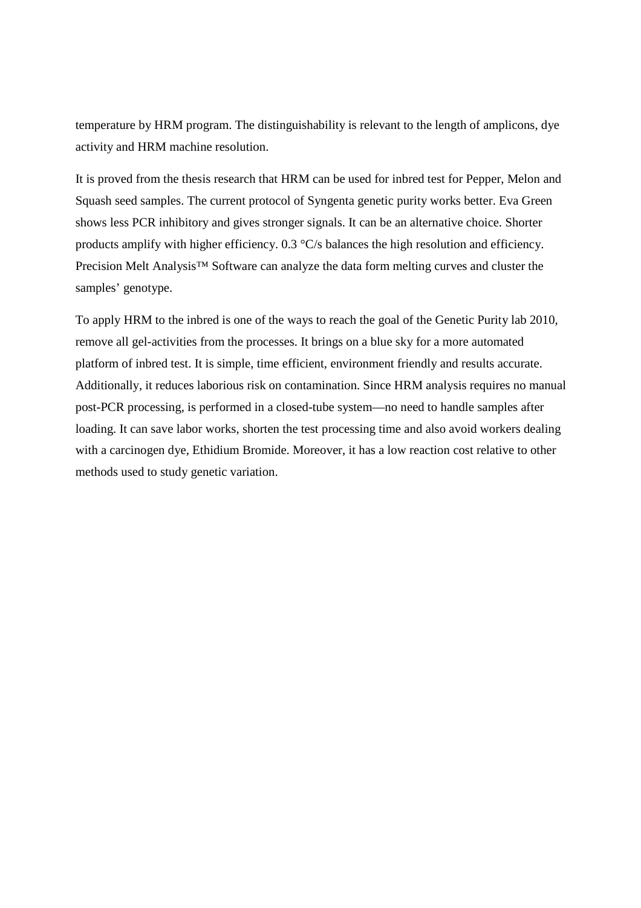temperature by HRM program. The distinguishability is relevant to the length of amplicons, dye activity and HRM machine resolution.

It is proved from the thesis research that HRM can be used for inbred test for Pepper, Melon and Squash seed samples. The current protocol of Syngenta genetic purity works better. Eva Green shows less PCR inhibitory and gives stronger signals. It can be an alternative choice. Shorter products amplify with higher efficiency. 0.3 °C/s balances the high resolution and efficiency. Precision Melt Analysis™ Software can analyze the data form melting curves and cluster the samples' genotype.

To apply HRM to the inbred is one of the ways to reach the goal of the Genetic Purity lab 2010, remove all gel-activities from the processes. It brings on a blue sky for a more automated platform of inbred test. It is simple, time efficient, environment friendly and results accurate. Additionally, it reduces laborious risk on contamination. Since HRM analysis requires no manual post-PCR processing, is performed in a closed-tube system—no need to handle samples after loading. It can save labor works, shorten the test processing time and also avoid workers dealing with a carcinogen dye, Ethidium Bromide. Moreover, it has a low reaction cost relative to other methods used to study genetic variation.